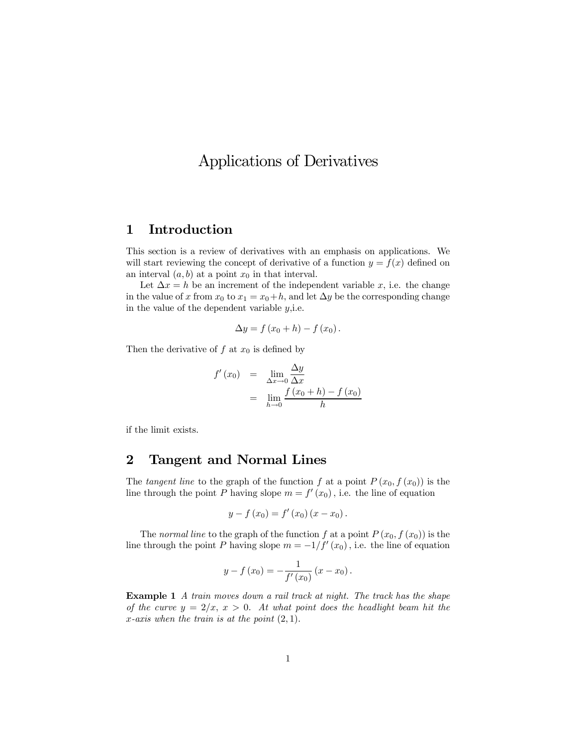# Applications of Derivatives

## 1 Introduction

This section is a review of derivatives with an emphasis on applications. We will start reviewing the concept of derivative of a function $y = f(x)$ defined on an interval $(a, b)$ at a point $x_0$ in that interval.

Let $\Delta x = h$ be an increment of the independent variable $x$, i.e. the change in the value of $x$ from $x_0$ to $x_1 = x_0 + h$, and let $\Delta y$ be the corresponding change in the value of the dependent variable $y$,i.e.

$$\Delta y = f(x_0 + h) - f(x_0).$$

Then the derivative of $f$ at $x_0$ is defined by

$$\begin{aligned} f'(x_0) &= \lim_{\Delta x \to 0} \frac{\Delta y}{\Delta x} \\ &= \lim_{h \to 0} \frac{f(x_0 + h) - f(x_0)}{h} \end{aligned}$$

if the limit exists.

## 2 Tangent and Normal Lines

The *tangent line* to the graph of the function $f$ at a point $P(x_0, f(x_0))$ is the line through the point $P$ having slope $m = f'(x_0)$, i.e. the line of equation

$$y - f(x_0) = f'(x_0)(x - x_0).$$

The *normal line* to the graph of the function $f$ at a point $P(x_0, f(x_0))$ is the line through the point $P$ having slope $m = -1/f'(x_0)$, i.e. the line of equation

$$y - f(x_0) = -\frac{1}{f'(x_0)}(x - x_0).$$

**Example 1** *A train moves down a rail track at night. The track has the shape of the curve $y = 2/x$, $x > 0$. At what point does the headlight beam hit the $x$-axis when the train is at the point $(2, 1)$.*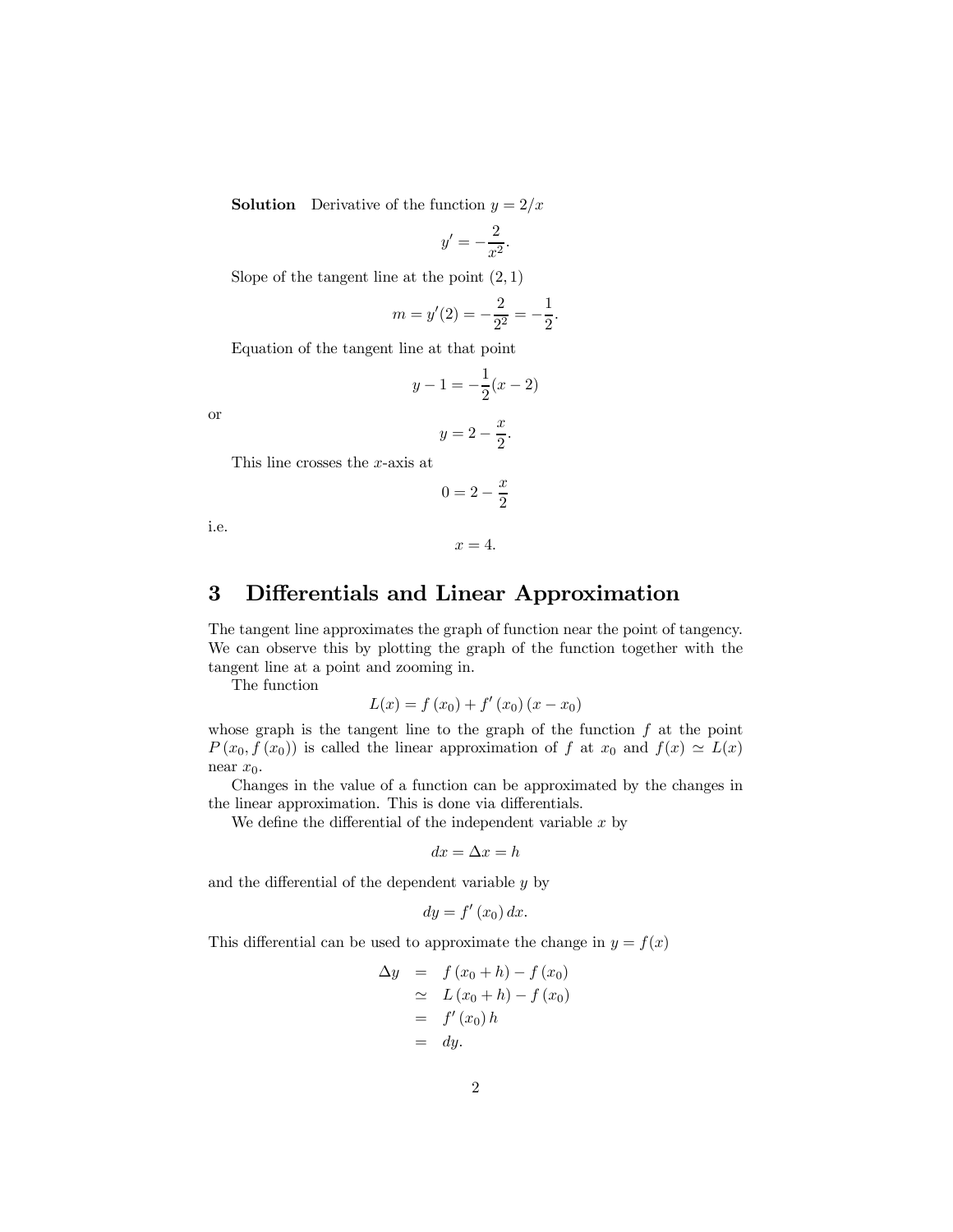**Solution** Derivative of the function $y = 2/x$

$$y' = -\frac{2}{x^2}.$$

Slope of the tangent line at the point $(2, 1)$

$$m = y'(2) = -\frac{2}{2^2} = -\frac{1}{2}.$$

Equation of the tangent line at that point

$$y - 1 = -\frac{1}{2}(x - 2)$$

or

$$y = 2 - \frac{x}{2}.$$

This line crosses the $x$-axis at

$$0 = 2 - \frac{x}{2}$$

i.e.

$$x = 4.$$

# 3 Differentials and Linear Approximation

The tangent line approximates the graph of function near the point of tangency. We can observe this by plotting the graph of the function together with the tangent line at a point and zooming in.

The function

$$L(x) = f(x_0) + f'(x_0)(x - x_0)$$

whose graph is the tangent line to the graph of the function $f$ at the point $P(x_0, f(x_0))$ is called the linear approximation of $f$ at $x_0$ and $f(x) \simeq L(x)$ near $x_0$.

Changes in the value of a function can be approximated by the changes in the linear approximation. This is done via differentials.

We define the differential of the independent variable $x$ by

$$dx = \Delta x = h$$

and the differential of the dependent variable $y$ by

$$dy = f'(x_0)\, dx.$$

This differential can be used to approximate the change in $y = f(x)$

$$\begin{aligned}
\Delta y &= f(x_0 + h) - f(x_0) \\
&\simeq L(x_0 + h) - f(x_0) \\
&= f'(x_0)\, h \\
&= dy.
\end{aligned}$$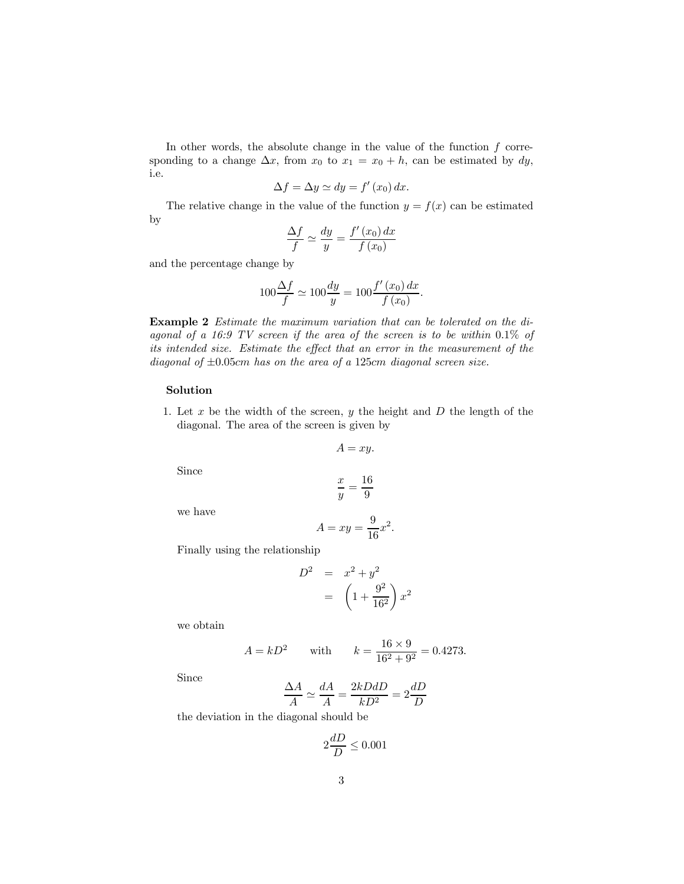In other words, the absolute change in the value of the function $f$ corresponding to a change $\Delta x$, from $x_0$ to $x_1 = x_0 + h$, can be estimated by $dy$, i.e.

$$\Delta f = \Delta y \simeq dy = f'(x_0)\, dx.$$

The relative change in the value of the function $y = f(x)$ can be estimated by

$$\frac{\Delta f}{f} \simeq \frac{dy}{y} = \frac{f'(x_0)\, dx}{f(x_0)}$$

and the percentage change by

$$100\frac{\Delta f}{f} \simeq 100\frac{dy}{y} = 100\frac{f'(x_0)\, dx}{f(x_0)}.$$

**Example 2** *Estimate the maximum variation that can be tolerated on the diagonal of a 16:9 TV screen if the area of the screen is to be within* 0.1% *of its intended size. Estimate the effect that an error in the measurement of the diagonal of* $\pm 0.05cm$ *has on the area of a* $125cm$ *diagonal screen size.*

**Solution**

1. Let $x$ be the width of the screen, $y$ the height and $D$ the length of the diagonal. The area of the screen is given by

   $$A = xy.$$

   Since

   $$\frac{x}{y} = \frac{16}{9}$$

   we have

   $$A = xy = \frac{9}{16}x^2.$$

   Finally using the relationship

   $$\begin{aligned} D^2 &= x^2 + y^2 \\ &= \left(1 + \frac{9^2}{16^2}\right)x^2 \end{aligned}$$

   we obtain

   $$A = kD^2 \qquad \text{with} \qquad k = \frac{16 \times 9}{16^2 + 9^2} = 0.4273.$$

   Since

   $$\frac{\Delta A}{A} \simeq \frac{dA}{A} = \frac{2kDdD}{kD^2} = 2\frac{dD}{D}$$

   the deviation in the diagonal should be

   $$2\frac{dD}{D} \leq 0.001$$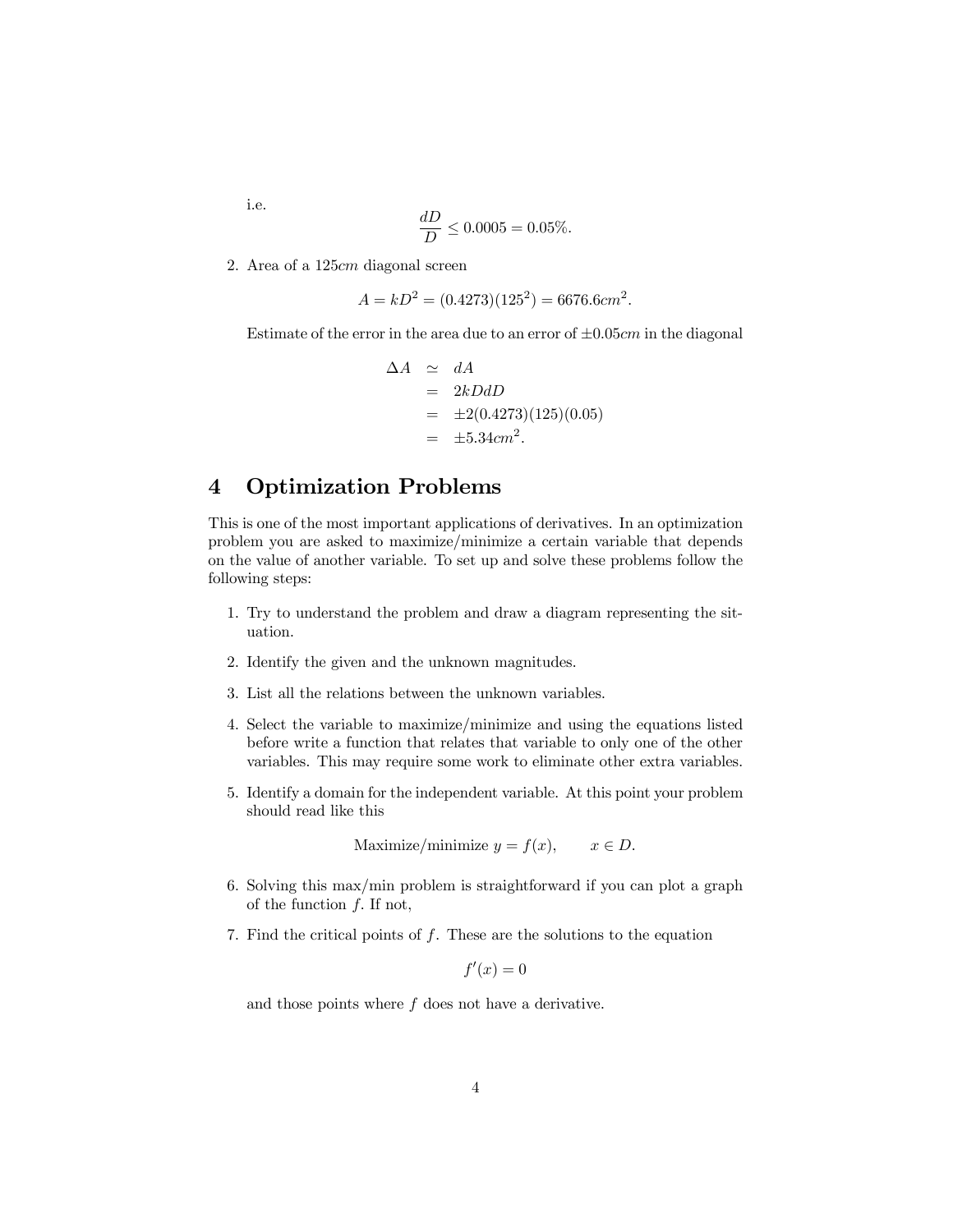i.e.

$$\frac{dD}{D} \leq 0.0005 = 0.05\%.$$

2. Area of a $125cm$ diagonal screen

$$A = kD^2 = (0.4273)(125^2) = 6676.6cm^2.$$

Estimate of the error in the area due to an error of $\pm 0.05cm$ in the diagonal

$$\begin{aligned} \Delta A &\simeq dA \\ &= 2kDdD \\ &= \pm 2(0.4273)(125)(0.05) \\ &= \pm 5.34cm^2. \end{aligned}$$

# 4 Optimization Problems

This is one of the most important applications of derivatives. In an optimization problem you are asked to maximize/minimize a certain variable that depends on the value of another variable. To set up and solve these problems follow the following steps:

1. Try to understand the problem and draw a diagram representing the situation.
2. Identify the given and the unknown magnitudes.
3. List all the relations between the unknown variables.
4. Select the variable to maximize/minimize and using the equations listed before write a function that relates that variable to only one of the other variables. This may require some work to eliminate other extra variables.
5. Identify a domain for the independent variable. At this point your problem should read like this

$$\text{Maximize/minimize } y = f(x), \qquad x \in D.$$

6. Solving this max/min problem is straightforward if you can plot a graph of the function $f$. If not,
7. Find the critical points of $f$. These are the solutions to the equation

$$f'(x) = 0$$

and those points where $f$ does not have a derivative.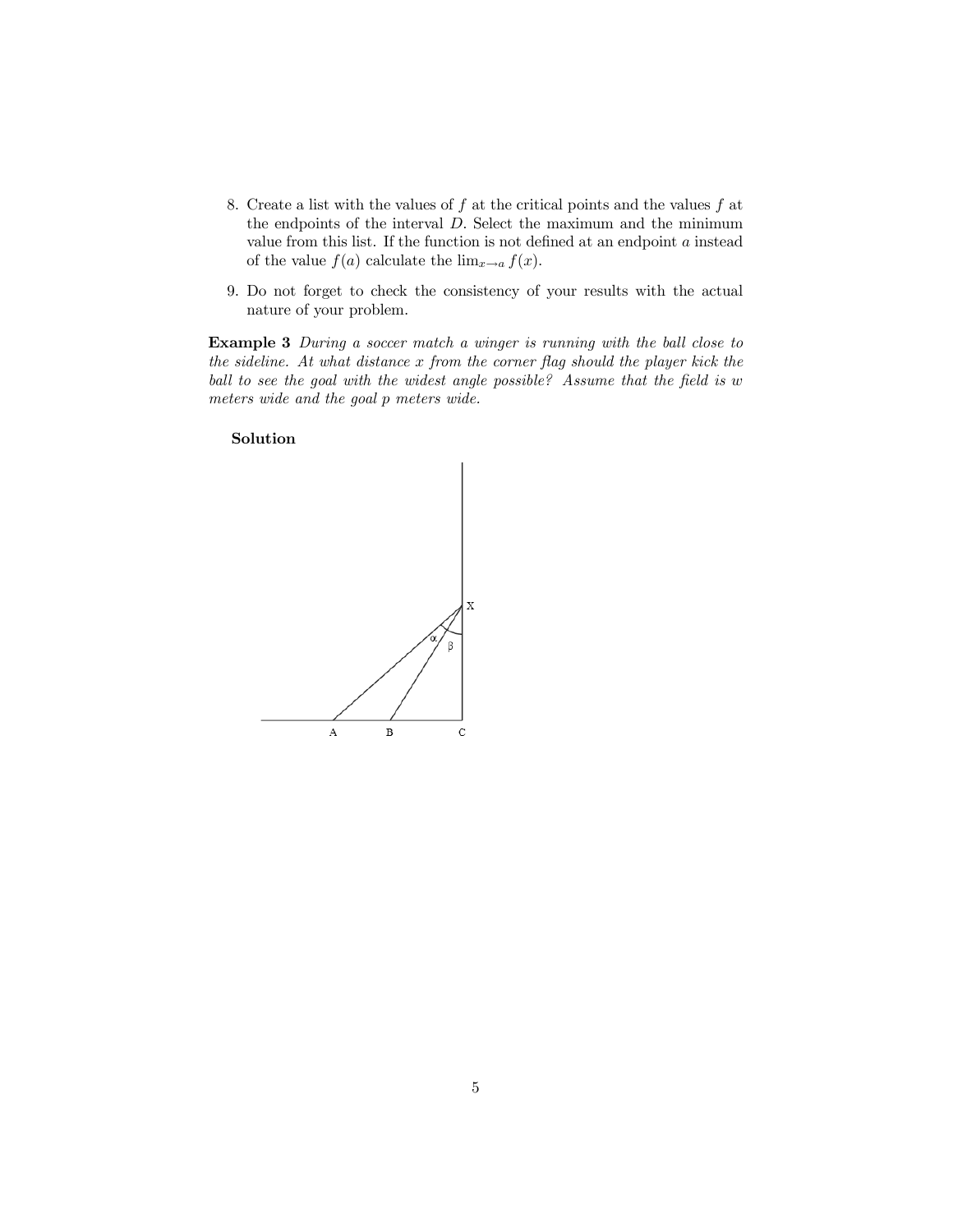8. Create a list with the values of $f$ at the critical points and the values $f$ at the endpoints of the interval $D$. Select the maximum and the minimum value from this list. If the function is not defined at an endpoint $a$ instead of the value $f(a)$ calculate the $\lim_{x \to a} f(x)$.

9. Do not forget to check the consistency of your results with the actual nature of your problem.

**Example 3** *During a soccer match a winger is running with the ball close to the sideline. At what distance $x$ from the corner flag should the player kick the ball to see the goal with the widest angle possible? Assume that the field is $w$ meters wide and the goal $p$ meters wide.*

**Solution**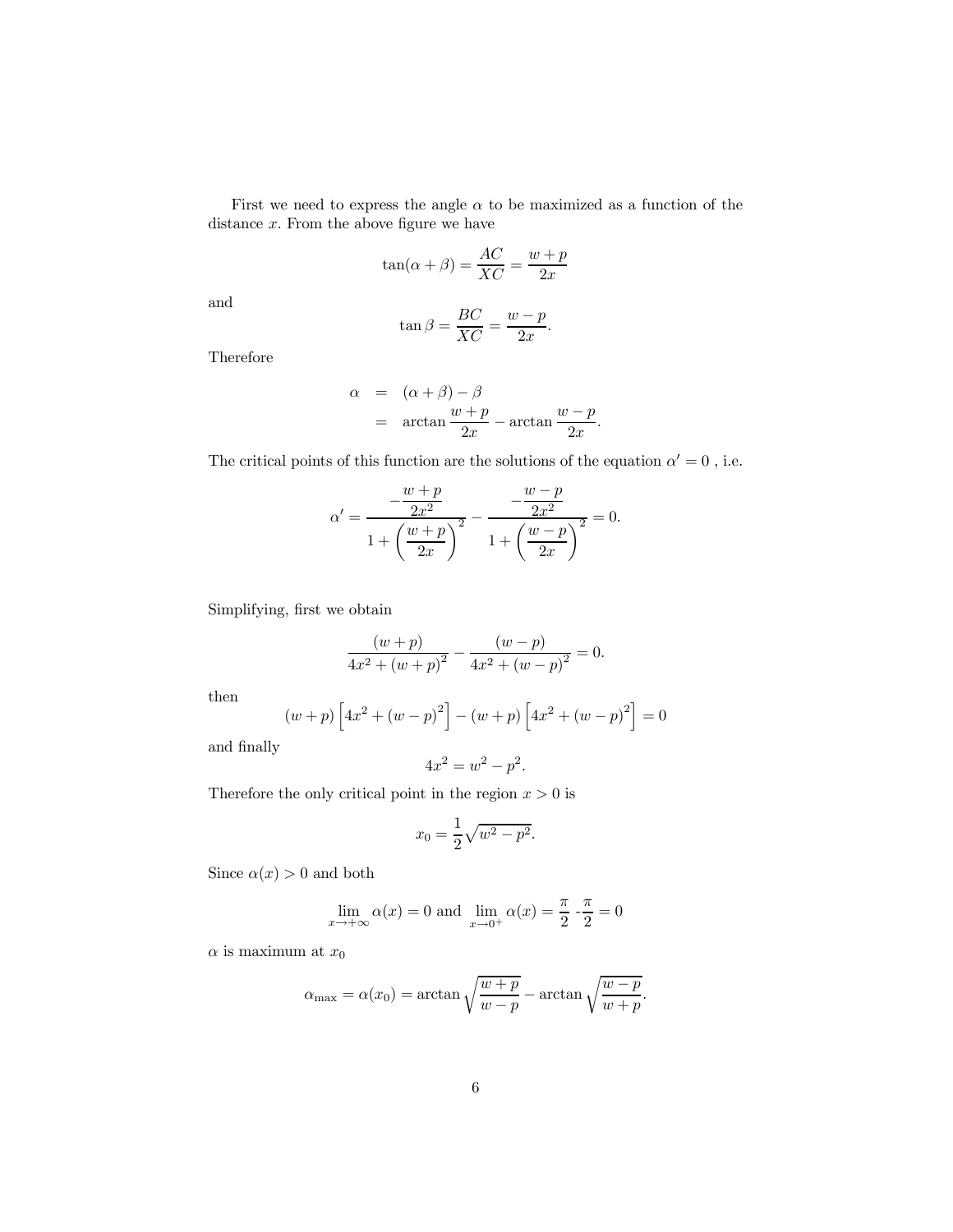First we need to express the angle $\alpha$ to be maximized as a function of the distance $x$. From the above figure we have

$$\tan(\alpha + \beta) = \frac{AC}{XC} = \frac{w+p}{2x}$$

and

$$\tan \beta = \frac{BC}{XC} = \frac{w-p}{2x}.$$

Therefore

$$\begin{aligned}
\alpha &= (\alpha + \beta) - \beta \\
&= \arctan \frac{w+p}{2x} - \arctan \frac{w-p}{2x}.
\end{aligned}$$

The critical points of this function are the solutions of the equation $\alpha' = 0$ , i.e.

$$\alpha' = \frac{-\dfrac{w+p}{2x^2}}{1 + \left(\dfrac{w+p}{2x}\right)^2} - \frac{-\dfrac{w-p}{2x^2}}{1 + \left(\dfrac{w-p}{2x}\right)^2} = 0.$$

Simplifying, first we obtain

$$\frac{(w+p)}{4x^2 + (w+p)^2} - \frac{(w-p)}{4x^2 + (w-p)^2} = 0.$$

then

$$(w+p)\left[4x^2 + (w-p)^2\right] - (w+p)\left[4x^2 + (w-p)^2\right] = 0$$

and finally

$$4x^2 = w^2 - p^2.$$

Therefore the only critical point in the region $x > 0$ is

$$x_0 = \frac{1}{2}\sqrt{w^2 - p^2}.$$

Since $\alpha(x) > 0$ and both

$$\lim_{x \to +\infty} \alpha(x) = 0 \text{ and } \lim_{x \to 0^+} \alpha(x) = \frac{\pi}{2} - \frac{\pi}{2} = 0$$

$\alpha$ is maximum at $x_0$

$$\alpha_{\max} = \alpha(x_0) = \arctan \sqrt{\frac{w+p}{w-p}} - \arctan \sqrt{\frac{w-p}{w+p}}.$$